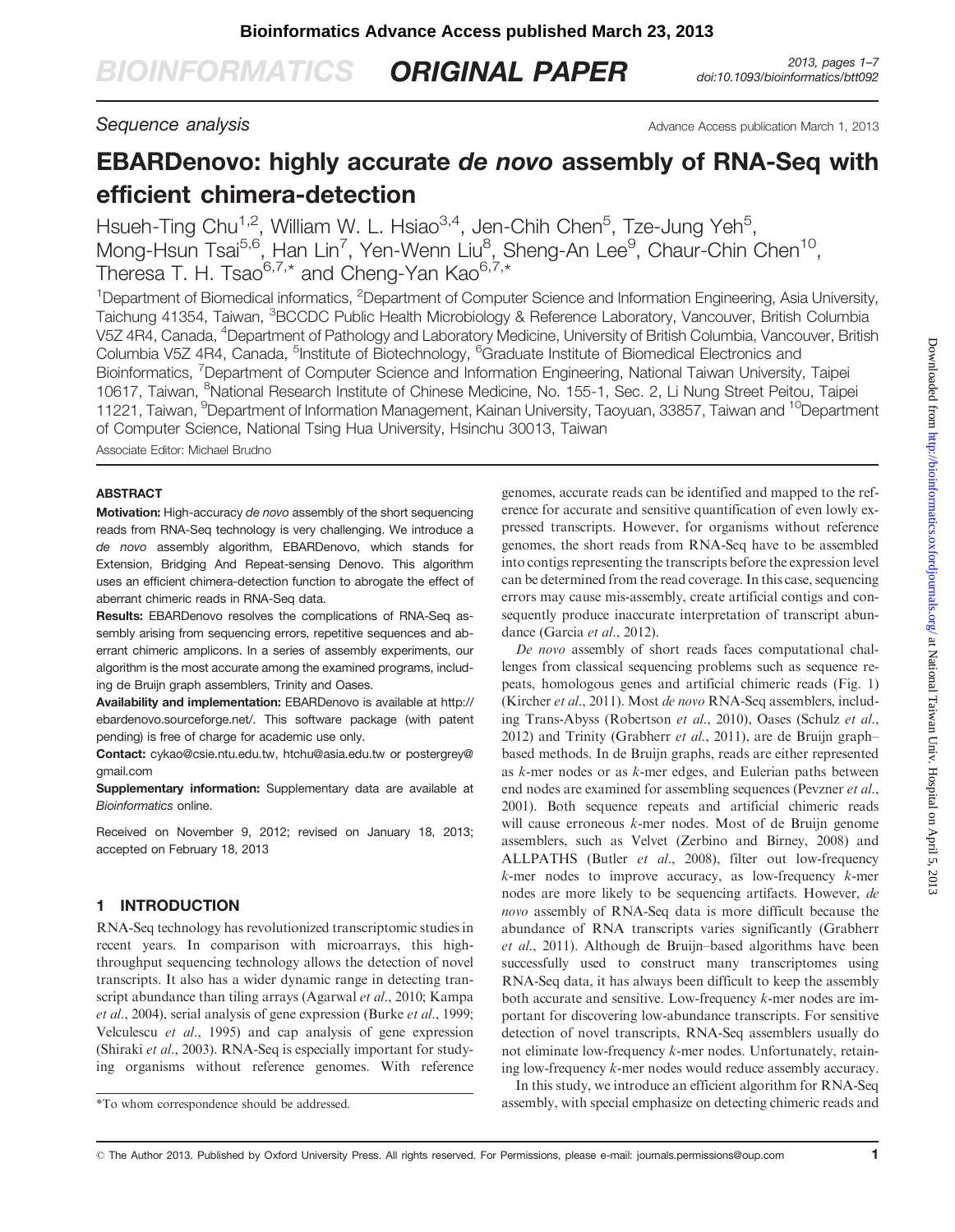# EBARDenovo: highly accurate *de novo* assembly of RNA-Seq with efficient chimera-detection

Hsueh-Ting Chu[1,2], William W. L. Hsiao[3,4], Jen-Chih Chen[5], Tze-Jung Yeh[5], Mong-Hsun Tsai[5,6], Han Lin[7], Yen-Wenn Liu[8], Sheng-An Lee[9], Chaur-Chin Chen[10], Theresa T. H. Tsao[6,7,*] and Cheng-Yan Kao[6,7,*]

[1]Department of Biomedical informatics, [2]Department of Computer Science and Information Engineering, Asia University, Taichung 41354, Taiwan, [3]BCCDC Public Health Microbiology & Reference Laboratory, Vancouver, British Columbia V5Z 4R4, Canada, [4]Department of Pathology and Laboratory Medicine, University of British Columbia, Vancouver, British Columbia V5Z 4R4, Canada, [5]Institute of Biotechnology, [6]Graduate Institute of Biomedical Electronics and Bioinformatics, [7]Department of Computer Science and Information Engineering, National Taiwan University, Taipei 10617, Taiwan, [8]National Research Institute of Chinese Medicine, No. 155-1, Sec. 2, Li Nung Street Peitou, Taipei 11221, Taiwan, [9]Department of Information Management, Kainan University, Taoyuan, 33857, Taiwan and [10]Department of Computer Science, National Tsing Hua University, Hsinchu 30013, Taiwan

Associate Editor: Michael Brudno

## ABSTRACT

**Motivation:** High-accuracy *de novo* assembly of the short sequencing reads from RNA-Seq technology is very challenging. We introduce a *de novo* assembly algorithm, EBARDenovo, which stands for Extension, Bridging And Repeat-sensing Denovo. This algorithm uses an efficient chimera-detection function to abrogate the effect of aberrant chimeric reads in RNA-Seq data.

**Results:** EBARDenovo resolves the complications of RNA-Seq assembly arising from sequencing errors, repetitive sequences and aberrant chimeric amplicons. In a series of assembly experiments, our algorithm is the most accurate among the examined programs, including de Bruijn graph assemblers, Trinity and Oases.

**Availability and implementation:** EBARDenovo is available at http://ebardenovo.sourceforge.net/. This software package (with patent pending) is free of charge for academic use only.

**Contact:** cykao@csie.ntu.edu.tw, htchu@asia.edu.tw or postergrey@gmail.com

**Supplementary information:** Supplementary data are available at *Bioinformatics* online.

Received on November 9, 2012; revised on January 18, 2013; accepted on February 18, 2013

## 1 INTRODUCTION

RNA-Seq technology has revolutionized transcriptomic studies in recent years. In comparison with microarrays, this high-throughput sequencing technology allows the detection of novel transcripts. It also has a wider dynamic range in detecting transcript abundance than tiling arrays (Agarwal *et al.*, 2010; Kampa *et al.*, 2004), serial analysis of gene expression (Burke *et al.*, 1999; Velculescu *et al.*, 1995) and cap analysis of gene expression (Shiraki *et al.*, 2003). RNA-Seq is especially important for studying organisms without reference genomes. With reference genomes, accurate reads can be identified and mapped to the reference for accurate and sensitive quantification of even lowly expressed transcripts. However, for organisms without reference genomes, the short reads from RNA-Seq have to be assembled into contigs representing the transcripts before the expression level can be determined from the read coverage. In this case, sequencing errors may cause mis-assembly, create artificial contigs and consequently produce inaccurate interpretation of transcript abundance (Garcia *et al.*, 2012).

*De novo* assembly of short reads faces computational challenges from classical sequencing problems such as sequence repeats, homologous genes and artificial chimeric reads (Fig. 1) (Kircher *et al.*, 2011). Most *de novo* RNA-Seq assemblers, including Trans-Abyss (Robertson *et al.*, 2010), Oases (Schulz *et al.*, 2012) and Trinity (Grabherr *et al.*, 2011), are de Bruijn graph–based methods. In de Bruijn graphs, reads are either represented as *k*-mer nodes or as *k*-mer edges, and Eulerian paths between end nodes are examined for assembling sequences (Pevzner *et al.*, 2001). Both sequence repeats and artificial chimeric reads will cause erroneous *k*-mer nodes. Most of de Bruijn genome assemblers, such as Velvet (Zerbino and Birney, 2008) and ALLPATHS (Butler *et al.*, 2008), filter out low-frequency *k*-mer nodes to improve accuracy, as low-frequency *k*-mer nodes are more likely to be sequencing artifacts. However, *de novo* assembly of RNA-Seq data is more difficult because the abundance of RNA transcripts varies significantly (Grabherr *et al.*, 2011). Although de Bruijn–based algorithms have been successfully used to construct many transcriptomes using RNA-Seq data, it has always been difficult to keep the assembly both accurate and sensitive. Low-frequency *k*-mer nodes are important for discovering low-abundance transcripts. For sensitive detection of novel transcripts, RNA-Seq assemblers usually do not eliminate low-frequency *k*-mer nodes. Unfortunately, retaining low-frequency *k*-mer nodes would reduce assembly accuracy.

In this study, we introduce an efficient algorithm for RNA-Seq assembly, with special emphasize on detecting chimeric reads and

*To whom correspondence should be addressed.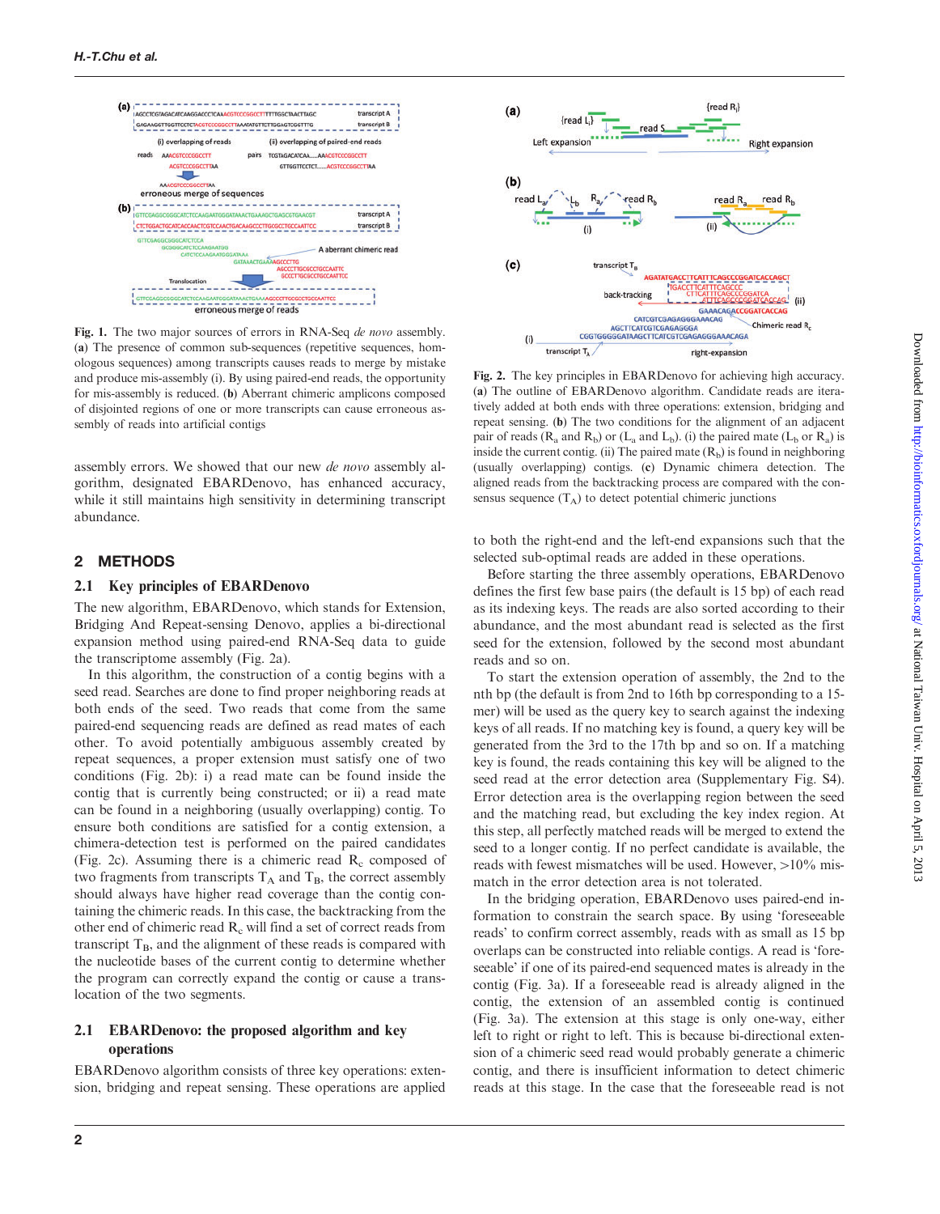**Fig. 1.** The two major sources of errors in RNA-Seq *de novo* assembly. (**a**) The presence of common sub-sequences (repetitive sequences, homologous sequences) among transcripts causes reads to merge by mistake and produce mis-assembly (i). By using paired-end reads, the opportunity for mis-assembly is reduced. (**b**) Aberrant chimeric amplicons composed of disjointed regions of one or more transcripts can cause erroneous assembly of reads into artificial contigs

**Fig. 2.** The key principles in EBARDenovo for achieving high accuracy. (**a**) The outline of EBARDenovo algorithm. Candidate reads are iteratively added at both ends with three operations: extension, bridging and repeat sensing. (**b**) The two conditions for the alignment of an adjacent pair of reads ($R_a$ and $R_b$) or ($L_a$ and $L_b$). (i) the paired mate ($L_b$ or $R_a$) is inside the current contig. (ii) The paired mate ($R_b$) is found in neighboring (usually overlapping) contigs. (**c**) Dynamic chimera detection. The aligned reads from the backtracking process are compared with the consensus sequence ($T_A$) to detect potential chimeric junctions

assembly errors. We showed that our new *de novo* assembly algorithm, designated EBARDenovo, has enhanced accuracy, while it still maintains high sensitivity in determining transcript abundance.

## 2 METHODS

### 2.1 Key principles of EBARDenovo

The new algorithm, EBARDenovo, which stands for Extension, Bridging And Repeat-sensing Denovo, applies a bi-directional expansion method using paired-end RNA-Seq data to guide the transcriptome assembly (Fig. 2a).

In this algorithm, the construction of a contig begins with a seed read. Searches are done to find proper neighboring reads at both ends of the seed. Two reads that come from the same paired-end sequencing reads are defined as read mates of each other. To avoid potentially ambiguous assembly created by repeat sequences, a proper extension must satisfy one of two conditions (Fig. 2b): i) a read mate can be found inside the contig that is currently being constructed; or ii) a read mate can be found in a neighboring (usually overlapping) contig. To ensure both conditions are satisfied for a contig extension, a chimera-detection test is performed on the paired candidates (Fig. 2c). Assuming there is a chimeric read $R_c$ composed of two fragments from transcripts $T_A$ and $T_B$, the correct assembly should always have higher read coverage than the contig containing the chimeric reads. In this case, the backtracking from the other end of chimeric read $R_c$ will find a set of correct reads from transcript $T_B$, and the alignment of these reads is compared with the nucleotide bases of the current contig to determine whether the program can correctly expand the contig or cause a translocation of the two segments.

### 2.1 EBARDenovo: the proposed algorithm and key operations

EBARDenovo algorithm consists of three key operations: extension, bridging and repeat sensing. These operations are applied to both the right-end and the left-end expansions such that the selected sub-optimal reads are added in these operations.

Before starting the three assembly operations, EBARDenovo defines the first few base pairs (the default is 15 bp) of each read as its indexing keys. The reads are also sorted according to their abundance, and the most abundant read is selected as the first seed for the extension, followed by the second most abundant reads and so on.

To start the extension operation of assembly, the 2nd to the nth bp (the default is from 2nd to 16th bp corresponding to a 15-mer) will be used as the query key to search against the indexing keys of all reads. If no matching key is found, a query key will be generated from the 3rd to the 17th bp and so on. If a matching key is found, the reads containing this key will be aligned to the seed read at the error detection area (Supplementary Fig. S4). Error detection area is the overlapping region between the seed and the matching read, but excluding the key index region. At this step, all perfectly matched reads will be merged to extend the seed to a longer contig. If no perfect candidate is available, the reads with fewest mismatches will be used. However, >10% mismatch in the error detection area is not tolerated.

In the bridging operation, EBARDenovo uses paired-end information to constrain the search space. By using 'foreseeable reads' to confirm correct assembly, reads with as small as 15 bp overlaps can be constructed into reliable contigs. A read is 'foreseeable' if one of its paired-end sequenced mates is already in the contig (Fig. 3a). If a foreseeable read is already aligned in the contig, the extension of an assembled contig is continued (Fig. 3a). The extension at this stage is only one-way, either left to right or right to left. This is because bi-directional extension of a chimeric seed read would probably generate a chimeric contig, and there is insufficient information to detect chimeric reads at this stage. In the case that the foreseeable read is not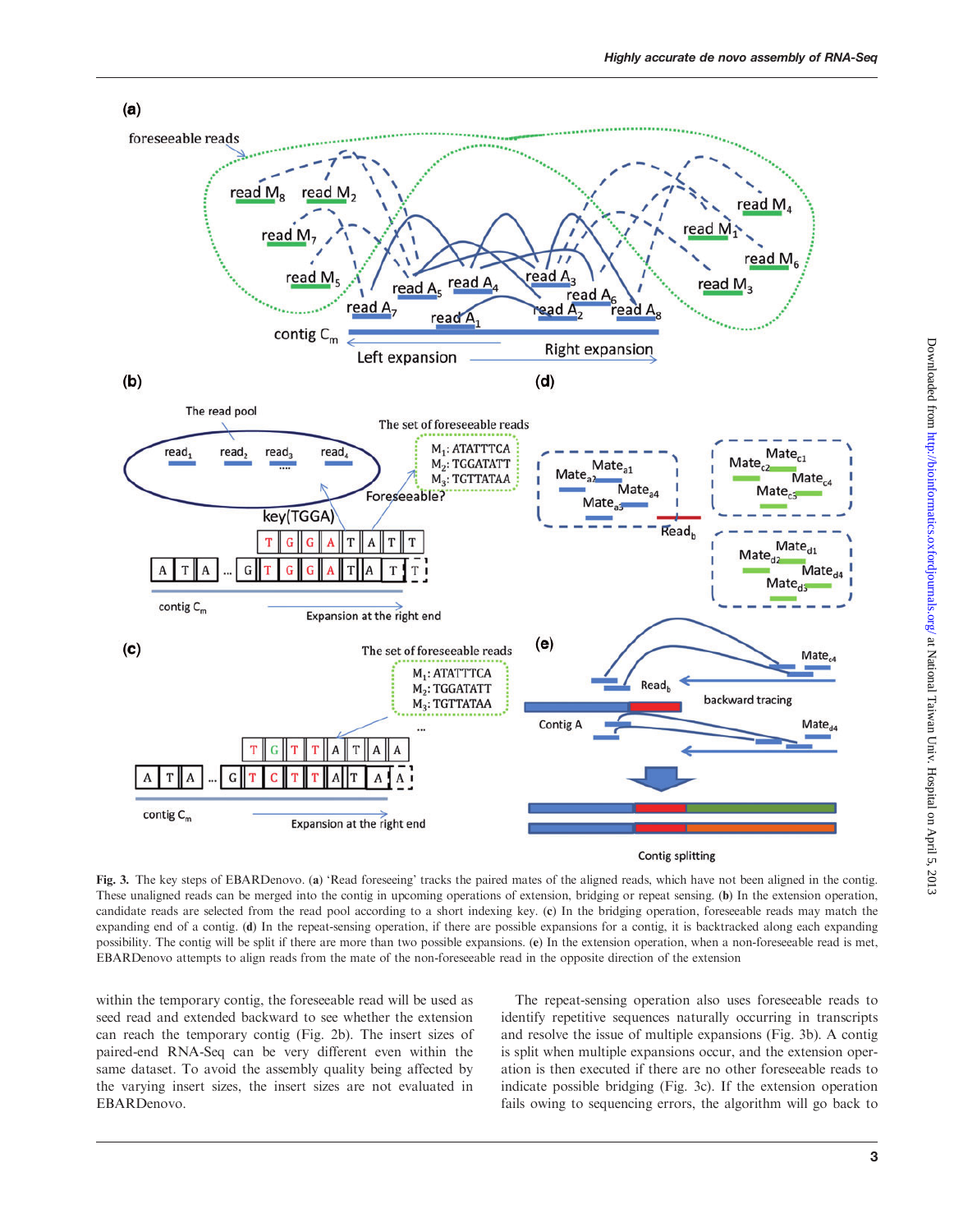(a)

foreseeable reads

read $M_8$ read $M_2$

read $M_7$

read $M_5$

read $A_5$ read $A_4$

read $A_3$

read $A_6$

read $A_7$

read $A_1$

read $A_2$ read $A_8$

read $M_4$

read $M_1$

read $M_6$

read $M_3$

contig $C_m$

Left expansion

Right expansion

(b)

The read pool

$read_1$ $read_2$ $read_3$ $read_4$

....

The set of foreseeable reads

$M_1$: ATATTTCA

$M_2$: TGGATATT

$M_3$: TGTTATAA

Foreseeable?

key(TGGA)

T G G A T A T T

A T A ... G T G G A T A T T

contig $C_m$

Expansion at the right end

(c)

The set of foreseeable reads

$M_1$: ATATTTCA

$M_2$: TGGATATT

$M_3$: TGTTATAA

...

T G T T A T A A

A T A ... G T C T T A T A A

contig $C_m$

Expansion at the right end

(d)

$Mate_{a1}$ $Mate_{a2}$ $Mate_{a4}$ $Mate_{a3}$

$Read_b$

$Mate_{c1}$ $Mate_{c2}$ $Mate_{c4}$ $Mate_{c3}$

$Mate_{d1}$ $Mate_{d2}$ $Mate_{d4}$ $Mate_{d3}$

(e)

$Read_b$

$Mate_{c4}$

backward tracing

Contig A

$Mate_{d4}$

Contig splitting

**Fig. 3.** The key steps of EBARDenovo. (**a**) 'Read foreseeing' tracks the paired mates of the aligned reads, which have not been aligned in the contig. These unaligned reads can be merged into the contig in upcoming operations of extension, bridging or repeat sensing. (**b**) In the extension operation, candidate reads are selected from the read pool according to a short indexing key. (**c**) In the bridging operation, foreseeable reads may match the expanding end of a contig. (**d**) In the repeat-sensing operation, if there are possible expansions for a contig, it is backtracked along each expanding possibility. The contig will be split if there are more than two possible expansions. (**e**) In the extension operation, when a non-foreseeable read is met, EBARDenovo attempts to align reads from the mate of the non-foreseeable read in the opposite direction of the extension

within the temporary contig, the foreseeable read will be used as seed read and extended backward to see whether the extension can reach the temporary contig (Fig. 2b). The insert sizes of paired-end RNA-Seq can be very different even within the same dataset. To avoid the assembly quality being affected by the varying insert sizes, the insert sizes are not evaluated in EBARDenovo.

The repeat-sensing operation also uses foreseeable reads to identify repetitive sequences naturally occurring in transcripts and resolve the issue of multiple expansions (Fig. 3b). A contig is split when multiple expansions occur, and the extension operation is then executed if there are no other foreseeable reads to indicate possible bridging (Fig. 3c). If the extension operation fails owing to sequencing errors, the algorithm will go back to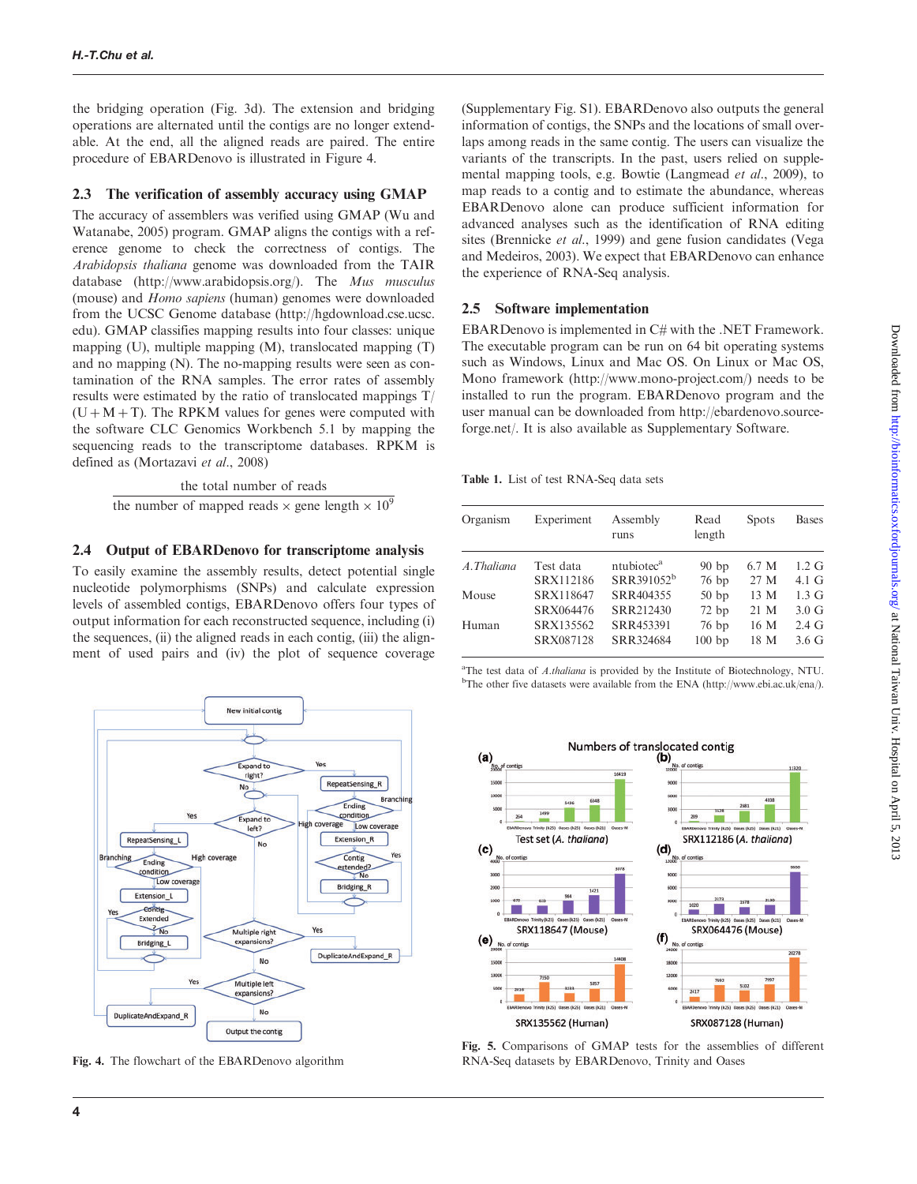the bridging operation (Fig. 3d). The extension and bridging operations are alternated until the contigs are no longer extendable. At the end, all the aligned reads are paired. The entire procedure of EBARDenovo is illustrated in Figure 4.

## 2.3 The verification of assembly accuracy using GMAP

The accuracy of assemblers was verified using GMAP (Wu and Watanabe, 2005) program. GMAP aligns the contigs with a reference genome to check the correctness of contigs. The *Arabidopsis thaliana* genome was downloaded from the TAIR database (http://www.arabidopsis.org/). The *Mus musculus* (mouse) and *Homo sapiens* (human) genomes were downloaded from the UCSC Genome database (http://hgdownload.cse.ucsc.edu). GMAP classifies mapping results into four classes: unique mapping (U), multiple mapping (M), translocated mapping (T) and no mapping (N). The no-mapping results were seen as contamination of the RNA samples. The error rates of assembly results were estimated by the ratio of translocated mappings $T/(U+M+T)$. The RPKM values for genes were computed with the software CLC Genomics Workbench 5.1 by mapping the sequencing reads to the transcriptome databases. RPKM is defined as (Mortazavi *et al.*, 2008)

$$\frac{\text{the total number of reads}}{\text{the number of mapped reads} \times \text{gene length} \times 10^{9}}$$

## 2.4 Output of EBARDenovo for transcriptome analysis

To easily examine the assembly results, detect potential single nucleotide polymorphisms (SNPs) and calculate expression levels of assembled contigs, EBARDenovo offers four types of output information for each reconstructed sequence, including (i) the sequences, (ii) the aligned reads in each contig, (iii) the alignment of used pairs and (iv) the plot of sequence coverage (Supplementary Fig. S1). EBARDenovo also outputs the general information of contigs, the SNPs and the locations of small overlaps among reads in the same contig. The users can visualize the variants of the transcripts. In the past, users relied on supplemental mapping tools, e.g. Bowtie (Langmead *et al.*, 2009), to map reads to a contig and to estimate the abundance, whereas EBARDenovo alone can produce sufficient information for advanced analyses such as the identification of RNA editing sites (Brennicke *et al.*, 1999) and gene fusion candidates (Vega and Medeiros, 2003). We expect that EBARDenovo can enhance the experience of RNA-Seq analysis.

## 2.5 Software implementation

EBARDenovo is implemented in C# with the .NET Framework. The executable program can be run on 64 bit operating systems such as Windows, Linux and Mac OS. On Linux or Mac OS, Mono framework (http://www.mono-project.com/) needs to be installed to run the program. EBARDenovo program and the user manual can be downloaded from http://ebardenovo.sourceforge.net/. It is also available as Supplementary Software.

**Table 1.** List of test RNA-Seq data sets

| Organism | Experiment | Assembly runs | Read length | Spots | Bases |
|---|---|---|---|---|---|
| *A.Thaliana* | Test data | ntubiotec[a] | 90 bp | 6.7 M | 1.2 G |
| | SRX112186 | SRR391052[b] | 76 bp | 27 M | 4.1 G |
| Mouse | SRX118647 | SRR404355 | 50 bp | 13 M | 1.3 G |
| | SRX064476 | SRR212430 | 72 bp | 21 M | 3.0 G |
| Human | SRX135562 | SRR453391 | 76 bp | 16 M | 2.4 G |
| | SRX087128 | SRR324684 | 100 bp | 18 M | 3.6 G |

[a]The test data of *A.thaliana* is provided by the Institute of Biotechnology, NTU.
[b]The other five datasets were available from the ENA (http://www.ebi.ac.uk/ena/).

New initial contig
Expand to right?
Yes
No
RepeatSensing_R
Ending condition
Branching
High coverage
Low coverage
Extension_R
Contig extended?
Yes
No
Bridging_R
Expand to left?
Yes
No
RepeatSensing_L
Ending condition
Branching
High coverage
Low coverage
Extension_L
Contig Extended
Yes
No
Bridging_L
Multiple right expansions?
Yes
No
DuplicateAndExpand_R
Multiple left expansions?
Yes
No
DuplicateAndExpand_R
Output the contig

**Fig. 4.** The flowchart of the EBARDenovo algorithm

Numbers of translocated contig

(a) No. of contigs
264 1499 5436 6348 16419
EBARDenovo Trinity (k25) Oases (k25) Oases (k21) Oases-M
Test set (*A. thaliana*)

(b) No. of contigs
289 3128 2681 4338 11320
EBARDenovo Trinity (k25) Oases (k25) Oases (k21) Oases-M
SRX112186 (*A. thaliana*)

(c) No. of contigs
673 635 984 1421 3978
EBARDenovo Trinity (k25) Oases (k25) Oases (k21) Oases-M
SRX118647 (Mouse)

(d) No. of contigs
1020 2172 1978 2130 9500
EBARDenovo Trinity (k25) Oases (k25) Oases (k21) Oases-M
SRX064476 (Mouse)

(e) No. of contigs
2116 7150 3033 5357 14408
EBARDenovo Trinity (k25) Oases (k25) Oases (k21) Oases-M
SRX135562 (Human)

(f) No. of contigs
2117 7692 5102 7497 20278
EBARDenovo Trinity (k25) Oases (k25) Oases (k21) Oases-M
SRX087128 (Human)

**Fig. 5.** Comparisons of GMAP tests for the assemblies of different RNA-Seq datasets by EBARDenovo, Trinity and Oases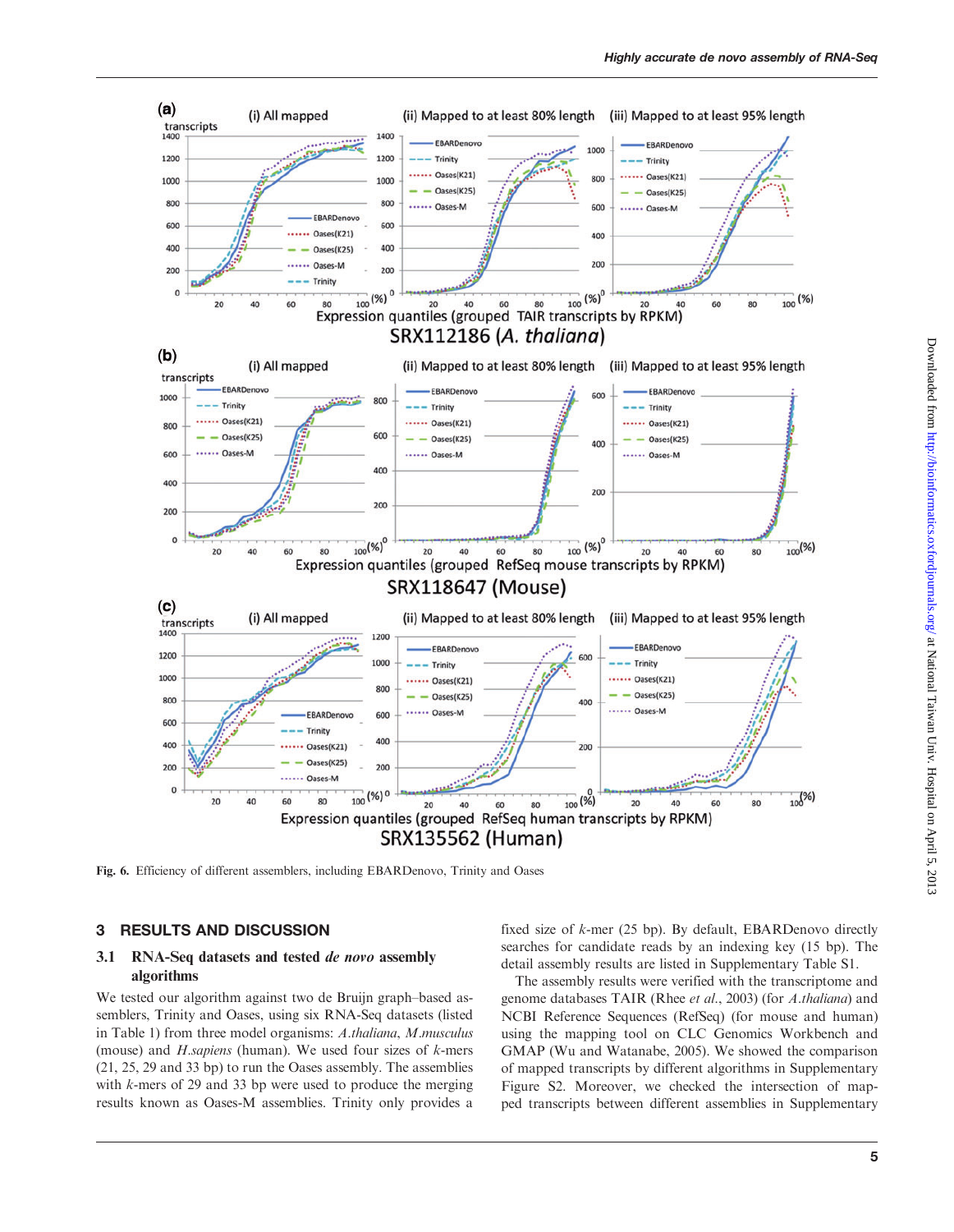(a)

transcripts

(i) All mapped

(ii) Mapped to at least 80% length

(iii) Mapped to at least 95% length

EBARDenovo
Trinity
Oases(K21)
Oases(K25)
Oases-M

Expression quantiles (grouped TAIR transcripts by RPKM)

SRX112186 (*A. thaliana*)

(b)

transcripts

(i) All mapped

(ii) Mapped to at least 80% length

(iii) Mapped to at least 95% length

EBARDenovo
Trinity
Oases(K21)
Oases(K25)
Oases-M

Expression quantiles (grouped RefSeq mouse transcripts by RPKM)

SRX118647 (Mouse)

(c)

transcripts

(i) All mapped

(ii) Mapped to at least 80% length

(iii) Mapped to at least 95% length

EBARDenovo
Trinity
Oases(K21)
Oases(K25)
Oases-M

Expression quantiles (grouped RefSeq human transcripts by RPKM)

SRX135562 (Human)

**Fig. 6.** Efficiency of different assemblers, including EBARDenovo, Trinity and Oases

## 3 RESULTS AND DISCUSSION

### 3.1 RNA-Seq datasets and tested *de novo* assembly algorithms

We tested our algorithm against two de Bruijn graph–based assemblers, Trinity and Oases, using six RNA-Seq datasets (listed in Table 1) from three model organisms: *A.thaliana*, *M.musculus* (mouse) and *H.sapiens* (human). We used four sizes of *k*-mers (21, 25, 29 and 33 bp) to run the Oases assembly. The assemblies with *k*-mers of 29 and 33 bp were used to produce the merging results known as Oases-M assemblies. Trinity only provides a fixed size of *k*-mer (25 bp). By default, EBARDenovo directly searches for candidate reads by an indexing key (15 bp). The detail assembly results are listed in Supplementary Table S1.

The assembly results were verified with the transcriptome and genome databases TAIR (Rhee *et al.*, 2003) (for *A.thaliana*) and NCBI Reference Sequences (RefSeq) (for mouse and human) using the mapping tool on CLC Genomics Workbench and GMAP (Wu and Watanabe, 2005). We showed the comparison of mapped transcripts by different algorithms in Supplementary Figure S2. Moreover, we checked the intersection of mapped transcripts between different assemblies in Supplementary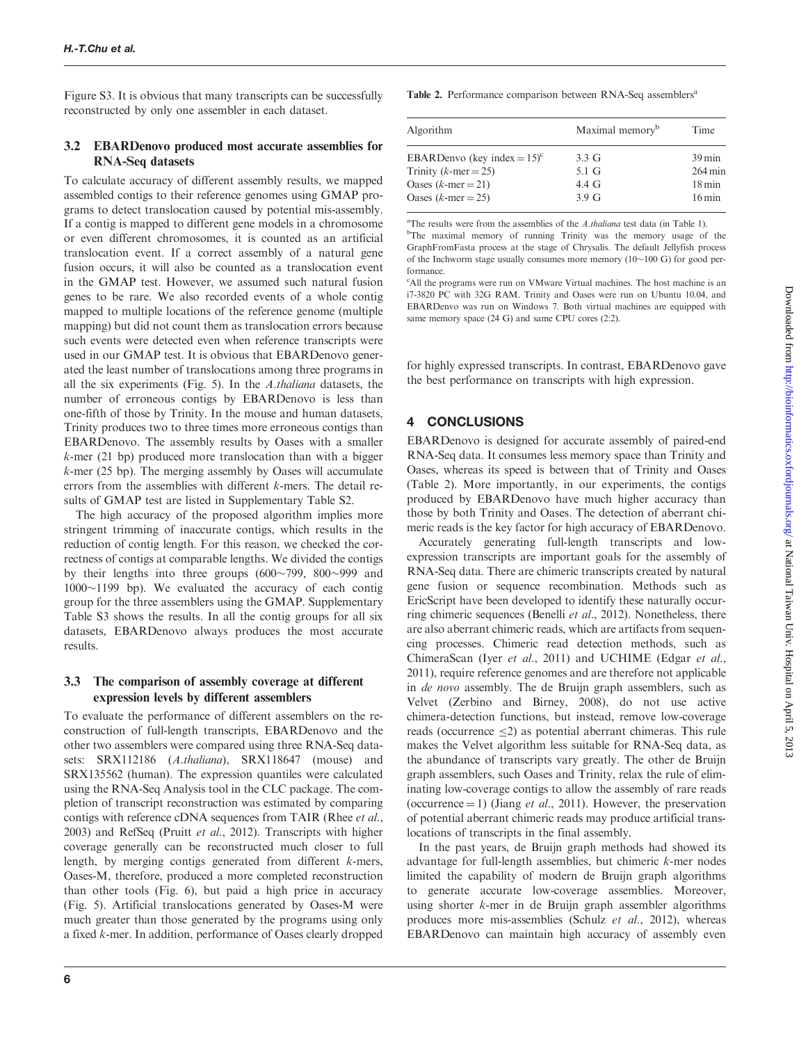Figure S3. It is obvious that many transcripts can be successfully reconstructed by only one assembler in each dataset.

### 3.2 EBARDenovo produced most accurate assemblies for RNA-Seq datasets

To calculate accuracy of different assembly results, we mapped assembled contigs to their reference genomes using GMAP programs to detect translocation caused by potential mis-assembly. If a contig is mapped to different gene models in a chromosome or even different chromosomes, it is counted as an artificial translocation event. If a correct assembly of a natural gene fusion occurs, it will also be counted as a translocation event in the GMAP test. However, we assumed such natural fusion genes to be rare. We also recorded events of a whole contig mapped to multiple locations of the reference genome (multiple mapping) but did not count them as translocation errors because such events were detected even when reference transcripts were used in our GMAP test. It is obvious that EBARDenovo generated the least number of translocations among three programs in all the six experiments (Fig. 5). In the *A.thaliana* datasets, the number of erroneous contigs by EBARDenovo is less than one-fifth of those by Trinity. In the mouse and human datasets, Trinity produces two to three times more erroneous contigs than EBARDenovo. The assembly results by Oases with a smaller *k*-mer (21 bp) produced more translocation than with a bigger *k*-mer (25 bp). The merging assembly by Oases will accumulate errors from the assemblies with different *k*-mers. The detail results of GMAP test are listed in Supplementary Table S2.

The high accuracy of the proposed algorithm implies more stringent trimming of inaccurate contigs, which results in the reduction of contig length. For this reason, we checked the correctness of contigs at comparable lengths. We divided the contigs by their lengths into three groups (600~799, 800~999 and 1000~1199 bp). We evaluated the accuracy of each contig group for the three assemblers using the GMAP. Supplementary Table S3 shows the results. In all the contig groups for all six datasets, EBARDenovo always produces the most accurate results.

### 3.3 The comparison of assembly coverage at different expression levels by different assemblers

To evaluate the performance of different assemblers on the reconstruction of full-length transcripts, EBARDenovo and the other two assemblers were compared using three RNA-Seq datasets: SRX112186 (*A.thaliana*), SRX118647 (mouse) and SRX135562 (human). The expression quantiles were calculated using the RNA-Seq Analysis tool in the CLC package. The completion of transcript reconstruction was estimated by comparing contigs with reference cDNA sequences from TAIR (Rhee *et al.*, 2003) and RefSeq (Pruitt *et al.*, 2012). Transcripts with higher coverage generally can be reconstructed much closer to full length, by merging contigs generated from different *k*-mers, Oases-M, therefore, produced a more completed reconstruction than other tools (Fig. 6), but paid a high price in accuracy (Fig. 5). Artificial translocations generated by Oases-M were much greater than those generated by the programs using only a fixed *k*-mer. In addition, performance of Oases clearly dropped for highly expressed transcripts. In contrast, EBARDenovo gave the best performance on transcripts with high expression.

**Table 2.** Performance comparison between RNA-Seq assemblers[a]

| Algorithm | Maximal memory[b] | Time |
|---|---|---|
| EBARDenvo (key index = 15)[c] | 3.3 G | 39 min |
| Trinity (*k*-mer = 25) | 5.1 G | 264 min |
| Oases (*k*-mer = 21) | 4.4 G | 18 min |
| Oases (*k*-mer = 25) | 3.9 G | 16 min |

[a]The results were from the assemblies of the *A.thaliana* test data (in Table 1).
[b]The maximal memory of running Trinity was the memory usage of the GraphFromFasta process at the stage of Chrysalis. The default Jellyfish process of the Inchworm stage usually consumes more memory (10~100 G) for good performance.
[c]All the programs were run on VMware Virtual machines. The host machine is an i7-3820 PC with 32G RAM. Trinity and Oases were run on Ubuntu 10.04, and EBARDenvo was run on Windows 7. Both virtual machines are equipped with same memory space (24 G) and same CPU cores (2:2).

## 4 CONCLUSIONS

EBARDenovo is designed for accurate assembly of paired-end RNA-Seq data. It consumes less memory space than Trinity and Oases, whereas its speed is between that of Trinity and Oases (Table 2). More importantly, in our experiments, the contigs produced by EBARDenovo have much higher accuracy than those by both Trinity and Oases. The detection of aberrant chimeric reads is the key factor for high accuracy of EBARDenovo.

Accurately generating full-length transcripts and low-expression transcripts are important goals for the assembly of RNA-Seq data. There are chimeric transcripts created by natural gene fusion or sequence recombination. Methods such as EricScript have been developed to identify these naturally occurring chimeric sequences (Benelli *et al.*, 2012). Nonetheless, there are also aberrant chimeric reads, which are artifacts from sequencing processes. Chimeric read detection methods, such as ChimeraScan (Iyer *et al.*, 2011) and UCHIME (Edgar *et al.*, 2011), require reference genomes and are therefore not applicable in *de novo* assembly. The de Bruijn graph assemblers, such as Velvet (Zerbino and Birney, 2008), do not use active chimera-detection functions, but instead, remove low-coverage reads (occurrence $\leq 2$) as potential aberrant chimeras. This rule makes the Velvet algorithm less suitable for RNA-Seq data, as the abundance of transcripts vary greatly. The other de Bruijn graph assemblers, such Oases and Trinity, relax the rule of eliminating low-coverage contigs to allow the assembly of rare reads (occurrence = 1) (Jiang *et al.*, 2011). However, the preservation of potential aberrant chimeric reads may produce artificial translocations of transcripts in the final assembly.

In the past years, de Bruijn graph methods had showed its advantage for full-length assemblies, but chimeric *k*-mer nodes limited the capability of modern de Bruijn graph algorithms to generate accurate low-coverage assemblies. Moreover, using shorter *k*-mer in de Bruijn graph assembler algorithms produces more mis-assemblies (Schulz *et al.*, 2012), whereas EBARDenovo can maintain high accuracy of assembly even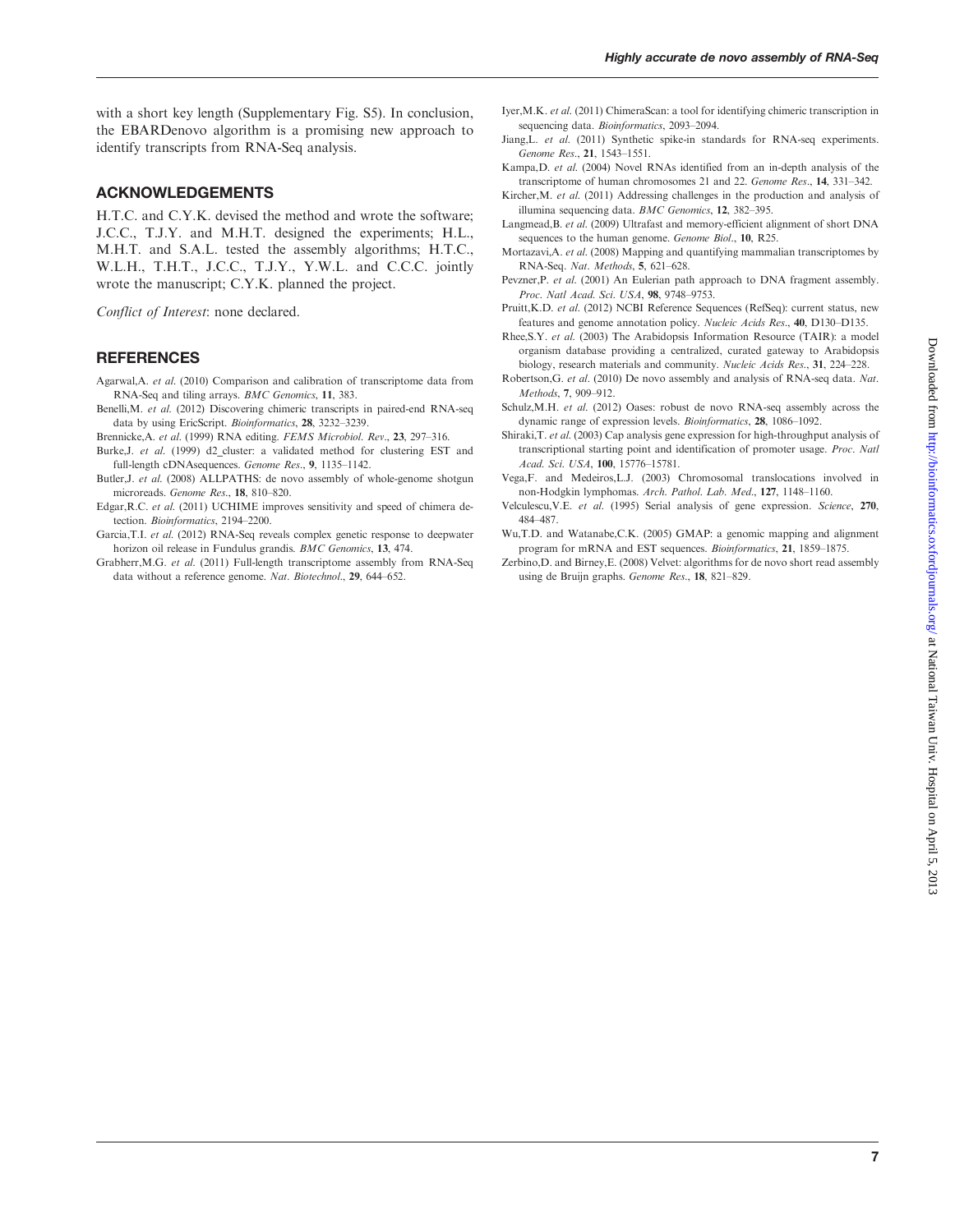with a short key length (Supplementary Fig. S5). In conclusion, the EBARDenovo algorithm is a promising new approach to identify transcripts from RNA-Seq analysis.

## ACKNOWLEDGEMENTS

H.T.C. and C.Y.K. devised the method and wrote the software; J.C.C., T.J.Y. and M.H.T. designed the experiments; H.L., M.H.T. and S.A.L. tested the assembly algorithms; H.T.C., W.L.H., T.H.T., J.C.C., T.J.Y., Y.W.L. and C.C.C. jointly wrote the manuscript; C.Y.K. planned the project.

*Conflict of Interest*: none declared.

## REFERENCES

Agarwal,A. *et al.* (2010) Comparison and calibration of transcriptome data from RNA-Seq and tiling arrays. *BMC Genomics*, **11**, 383.

Benelli,M. *et al.* (2012) Discovering chimeric transcripts in paired-end RNA-seq data by using EricScript. *Bioinformatics*, **28**, 3232–3239.

Brennicke,A. *et al.* (1999) RNA editing. *FEMS Microbiol. Rev*., **23**, 297–316.

Burke,J. *et al.* (1999) d2_cluster: a validated method for clustering EST and full-length cDNAsequences. *Genome Res*., **9**, 1135–1142.

Butler,J. *et al.* (2008) ALLPATHS: de novo assembly of whole-genome shotgun microreads. *Genome Res*., **18**, 810–820.

Edgar,R.C. *et al.* (2011) UCHIME improves sensitivity and speed of chimera detection. *Bioinformatics*, 2194–2200.

Garcia,T.I. *et al.* (2012) RNA-Seq reveals complex genetic response to deepwater horizon oil release in Fundulus grandis. *BMC Genomics*, **13**, 474.

Grabherr,M.G. *et al.* (2011) Full-length transcriptome assembly from RNA-Seq data without a reference genome. *Nat. Biotechnol*., **29**, 644–652.

Iyer,M.K. *et al.* (2011) ChimeraScan: a tool for identifying chimeric transcription in sequencing data. *Bioinformatics*, 2093–2094.

Jiang,L. *et al.* (2011) Synthetic spike-in standards for RNA-seq experiments. *Genome Res*., **21**, 1543–1551.

Kampa,D. *et al.* (2004) Novel RNAs identified from an in-depth analysis of the transcriptome of human chromosomes 21 and 22. *Genome Res*., **14**, 331–342.

Kircher,M. *et al.* (2011) Addressing challenges in the production and analysis of illumina sequencing data. *BMC Genomics*, **12**, 382–395.

Langmead,B. *et al.* (2009) Ultrafast and memory-efficient alignment of short DNA sequences to the human genome. *Genome Biol*., **10**, R25.

Mortazavi,A. *et al.* (2008) Mapping and quantifying mammalian transcriptomes by RNA-Seq. *Nat. Methods*, **5**, 621–628.

Pevzner,P. *et al.* (2001) An Eulerian path approach to DNA fragment assembly. *Proc. Natl Acad. Sci. USA*, **98**, 9748–9753.

Pruitt,K.D. *et al.* (2012) NCBI Reference Sequences (RefSeq): current status, new features and genome annotation policy. *Nucleic Acids Res*., **40**, D130–D135.

Rhee,S.Y. *et al.* (2003) The Arabidopsis Information Resource (TAIR): a model organism database providing a centralized, curated gateway to Arabidopsis biology, research materials and community. *Nucleic Acids Res*., **31**, 224–228.

Robertson,G. *et al.* (2010) De novo assembly and analysis of RNA-seq data. *Nat. Methods*, **7**, 909–912.

Schulz,M.H. *et al.* (2012) Oases: robust de novo RNA-seq assembly across the dynamic range of expression levels. *Bioinformatics*, **28**, 1086–1092.

Shiraki,T. *et al.* (2003) Cap analysis gene expression for high-throughput analysis of transcriptional starting point and identification of promoter usage. *Proc. Natl Acad. Sci. USA*, **100**, 15776–15781.

Vega,F. and Medeeiros,L.J. (2003) Chromosomal translocations involved in non-Hodgkin lymphomas. *Arch. Pathol. Lab. Med*., **127**, 1148–1160.

Velculescu,V.E. *et al.* (1995) Serial analysis of gene expression. *Science*, **270**, 484–487.

Wu,T.D. and Watanabe,C.K. (2005) GMAP: a genomic mapping and alignment program for mRNA and EST sequences. *Bioinformatics*, **21**, 1859–1875.

Zerbino,D. and Birney,E. (2008) Velvet: algorithms for de novo short read assembly using de Bruijn graphs. *Genome Res*., **18**, 821–829.